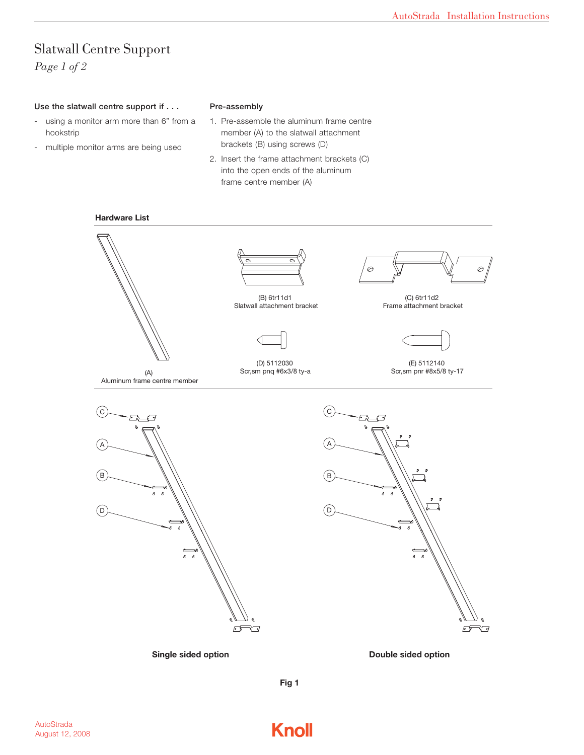# Slatwall Centre Support

*Page 1 of 2*

**Use the slatwall centre support if . . .**

- using a monitor arm more than 6” from a hookstrip
- multiple monitor arms are being used

**Pre-assembly**

1. Pre-assemble the aluminum frame centre member (A) to the slatwall attachment brackets (B) using screws (D)
2. Insert the frame attachment brackets (C) into the open ends of the aluminum frame centre member (A)

**Hardware List**

(A)
Aluminum frame centre member

(B) 6tr11d1
Slatwall attachment bracket

(C) 6tr11d2
Frame attachment bracket

(D) 5112030
Scr,sm pnq #6x3/8 ty-a

(E) 5112140
Scr,sm pnr #8x5/8 ty-17

**Single sided option**

**Double sided option**

**Fig 1**

AutoStrada
August 12, 2008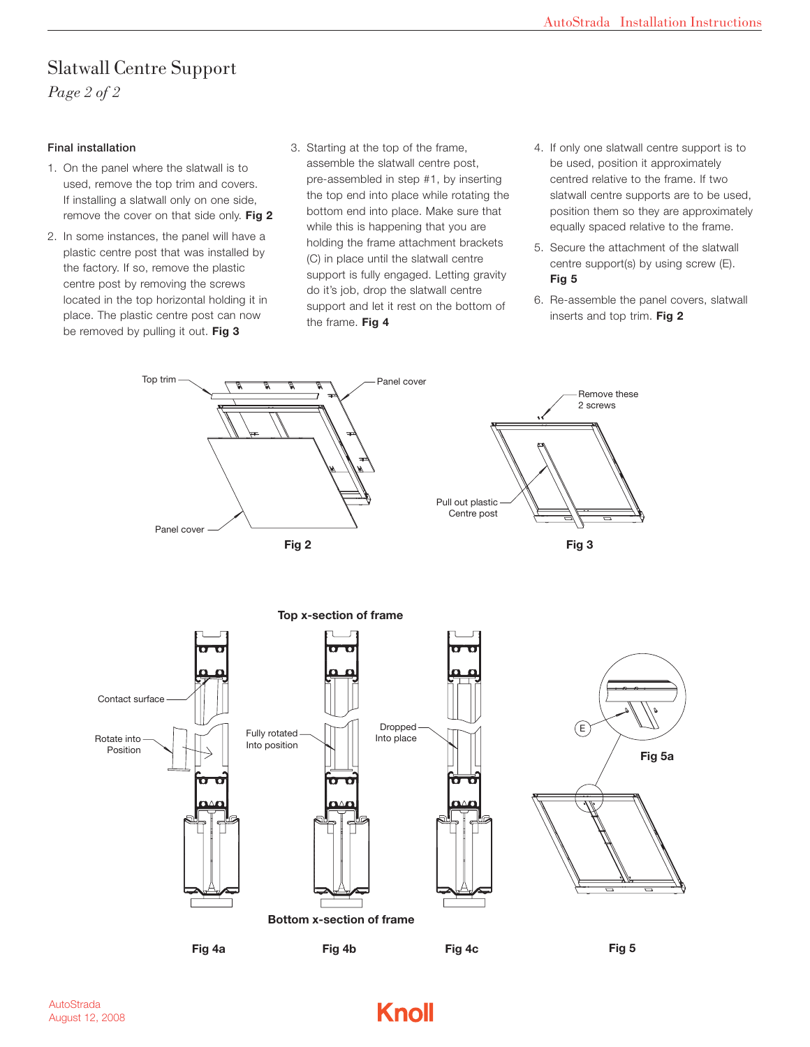# Slatwall Centre Support

*Page 2 of 2*

**Final installation**

1. On the panel where the slatwall is to used, remove the top trim and covers. If installing a slatwall only on one side, remove the cover on that side only. **Fig 2**
2. In some instances, the panel will have a plastic centre post that was installed by the factory. If so, remove the plastic centre post by removing the screws located in the top horizontal holding it in place. The plastic centre post can now be removed by pulling it out. **Fig 3**
3. Starting at the top of the frame, assemble the slatwall centre post, pre-assembled in step #1, by inserting the top end into place while rotating the bottom end into place. Make sure that while this is happening that you are holding the frame attachment brackets (C) in place until the slatwall centre support is fully engaged. Letting gravity do it's job, drop the slatwall centre support and let it rest on the bottom of the frame. **Fig 4**
4. If only one slatwall centre support is to be used, position it approximately centred relative to the frame. If two slatwall centre supports are to be used, position them so they are approximately equally spaced relative to the frame.
5. Secure the attachment of the slatwall centre support(s) by using screw (E). **Fig 5**
6. Re-assemble the panel covers, slatwall inserts and top trim. **Fig 2**

Top trim

Panel cover

Panel cover

**Fig 2**

Remove these 2 screws

Pull out plastic Centre post

**Fig 3**

**Top x-section of frame**

Contact surface

Rotate into Position

Fully rotated Into position

Dropped Into place

**Bottom x-section of frame**

**Fig 4a**

**Fig 4b**

**Fig 4c**

E

**Fig 5a**

**Fig 5**